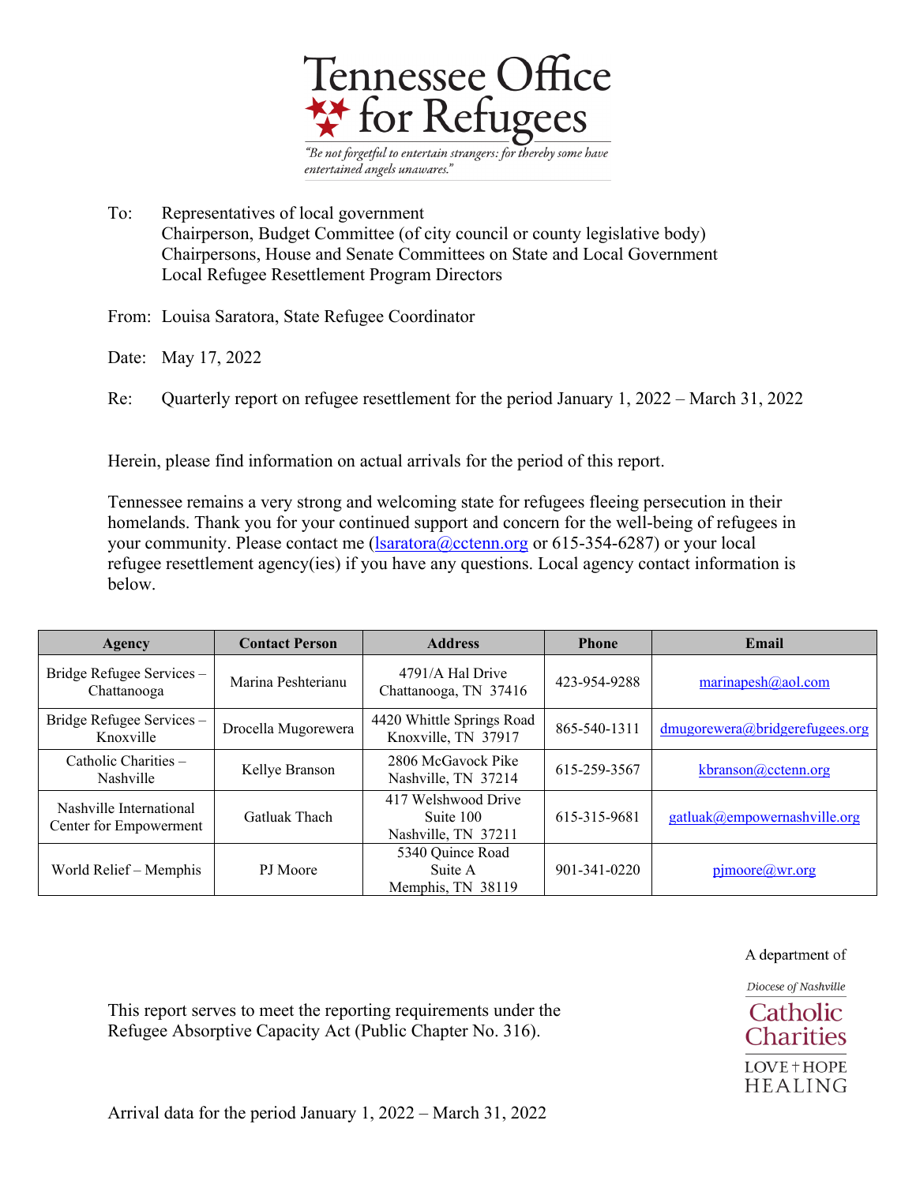# Tennessee Office for Refugees

*"Be not forgetful to entertain strangers: for thereby some have entertained angels unawares."*

To: Representatives of local government
Chairperson, Budget Committee (of city council or county legislative body)
Chairpersons, House and Senate Committees on State and Local Government
Local Refugee Resettlement Program Directors

From: Louisa Saratora, State Refugee Coordinator

Date: May 17, 2022

Re: Quarterly report on refugee resettlement for the period January 1, 2022 – March 31, 2022

Herein, please find information on actual arrivals for the period of this report.

Tennessee remains a very strong and welcoming state for refugees fleeing persecution in their homelands. Thank you for your continued support and concern for the well-being of refugees in your community. Please contact me (lsaratora@cctenn.org or 615-354-6287) or your local refugee resettlement agency(ies) if you have any questions. Local agency contact information is below.

| Agency | Contact Person | Address | Phone | Email |
|---|---|---|---|---|
| Bridge Refugee Services – Chattanooga | Marina Peshterianu | 4791/A Hal Drive Chattanooga, TN 37416 | 423-954-9288 | marinapesh@aol.com |
| Bridge Refugee Services – Knoxville | Drocella Mugorewera | 4420 Whittle Springs Road Knoxville, TN 37917 | 865-540-1311 | dmugorewera@bridgerefugees.org |
| Catholic Charities – Nashville | Kellye Branson | 2806 McGavock Pike Nashville, TN 37214 | 615-259-3567 | kbranson@cctenn.org |
| Nashville International Center for Empowerment | Gatluak Thach | 417 Welshwood Drive Suite 100 Nashville, TN 37211 | 615-315-9681 | gatluak@empowernashville.org |
| World Relief – Memphis | PJ Moore | 5340 Quince Road Suite A Memphis, TN 38119 | 901-341-0220 | pjmoore@wr.org |

This report serves to meet the reporting requirements under the Refugee Absorptive Capacity Act (Public Chapter No. 316).

A department of Diocese of Nashville Catholic Charities — LOVE + HOPE HEALING

Arrival data for the period January 1, 2022 – March 31, 2022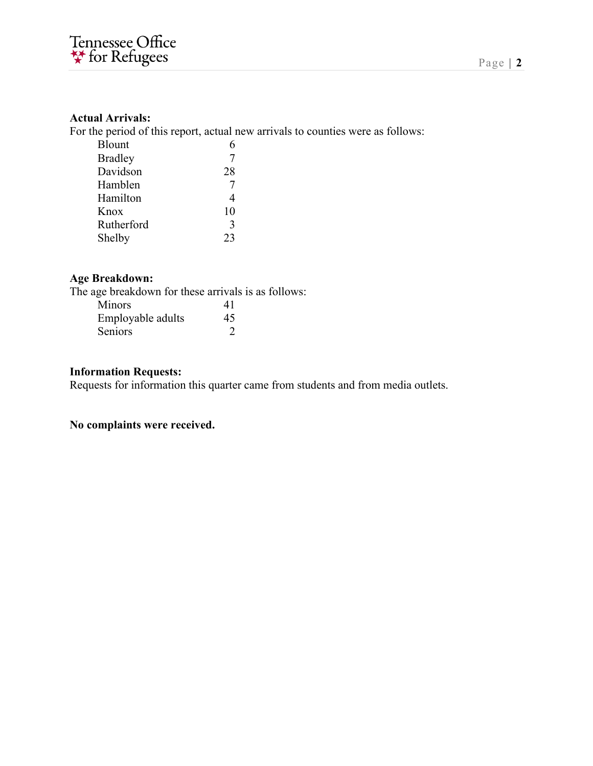**Actual Arrivals:**
For the period of this report, actual new arrivals to counties were as follows:

| | |
|---|---|
| Blount | 6 |
| Bradley | 7 |
| Davidson | 28 |
| Hamblen | 7 |
| Hamilton | 4 |
| Knox | 10 |
| Rutherford | 3 |
| Shelby | 23 |

**Age Breakdown:**
The age breakdown for these arrivals is as follows:

| | |
|---|---|
| Minors | 41 |
| Employable adults | 45 |
| Seniors | 2 |

**Information Requests:**
Requests for information this quarter came from students and from media outlets.

**No complaints were received.**